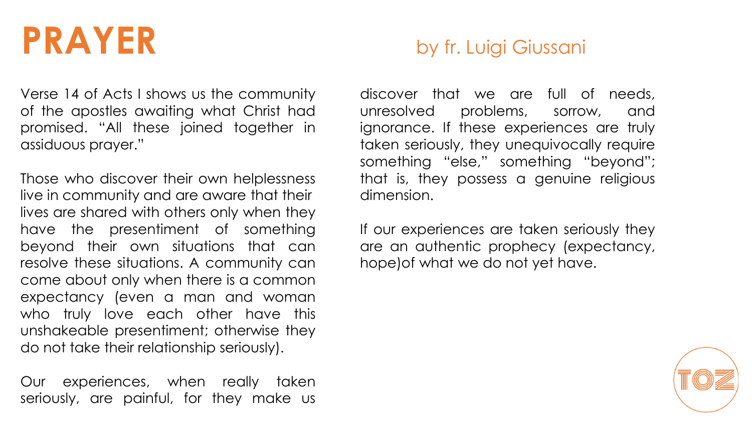# PRAYER

by fr. Luigi Giussani

Verse 14 of Acts I shows us the community of the apostles awaiting what Christ had promised. "All these joined together in assiduous prayer."

Those who discover their own helplessness live in community and are aware that their lives are shared with others only when they have the presentiment of something beyond their own situations that can resolve these situations. A community can come about only when there is a common expectancy (even a man and woman who truly love each other have this unshakeable presentiment; otherwise they do not take their relationship seriously).

Our experiences, when really taken seriously, are painful, for they make us discover that we are full of needs, unresolved problems, sorrow, and ignorance. If these experiences are truly taken seriously, they unequivocally require something "else," something "beyond"; that is, they possess a genuine religious dimension.

If our experiences are taken seriously they are an authentic prophecy (expectancy, hope)of what we do not yet have.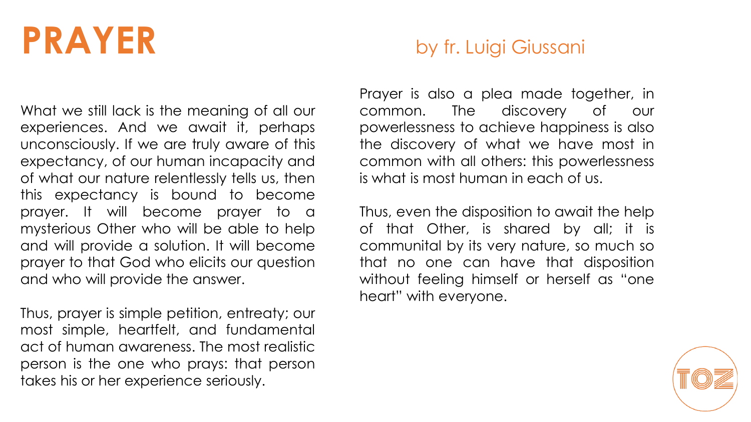# PRAYER

by fr. Luigi Giussani

What we still lack is the meaning of all our experiences. And we await it, perhaps unconsciously. If we are truly aware of this expectancy, of our human incapacity and of what our nature relentlessly tells us, then this expectancy is bound to become prayer. It will become prayer to a mysterious Other who will be able to help and will provide a solution. It will become prayer to that God who elicits our question and who will provide the answer.

Thus, prayer is simple petition, entreaty; our most simple, heartfelt, and fundamental act of human awareness. The most realistic person is the one who prays: that person takes his or her experience seriously.

Prayer is also a plea made together, in common. The discovery of our powerlessness to achieve happiness is also the discovery of what we have most in common with all others: this powerlessness is what is most human in each of us.

Thus, even the disposition to await the help of that Other, is shared by all; it is communital by its very nature, so much so that no one can have that disposition without feeling himself or herself as "one heart" with everyone.